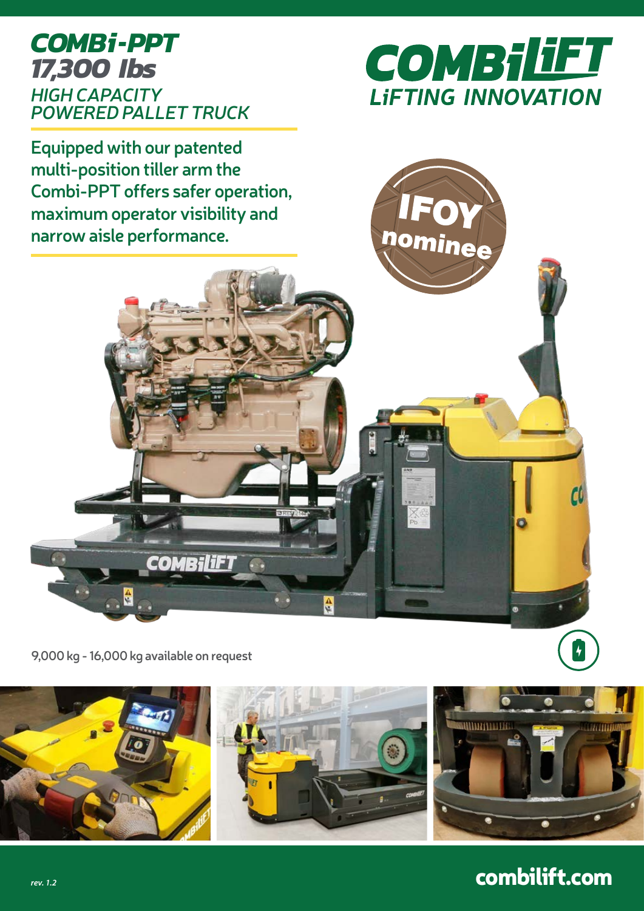# COMBi-PPT 17,300 lbs

## HIGH CAPACITY POWERED PALLET TRUCK

COMBiLiFT
LiFTING INNOVATION

**Equipped with our patented multi-position tiller arm the Combi-PPT offers safer operation, maximum operator visibility and narrow aisle performance.**

IFOY nominee

9,000 kg - 16,000 kg available on request

*rev. 1.2*

**combilift.com**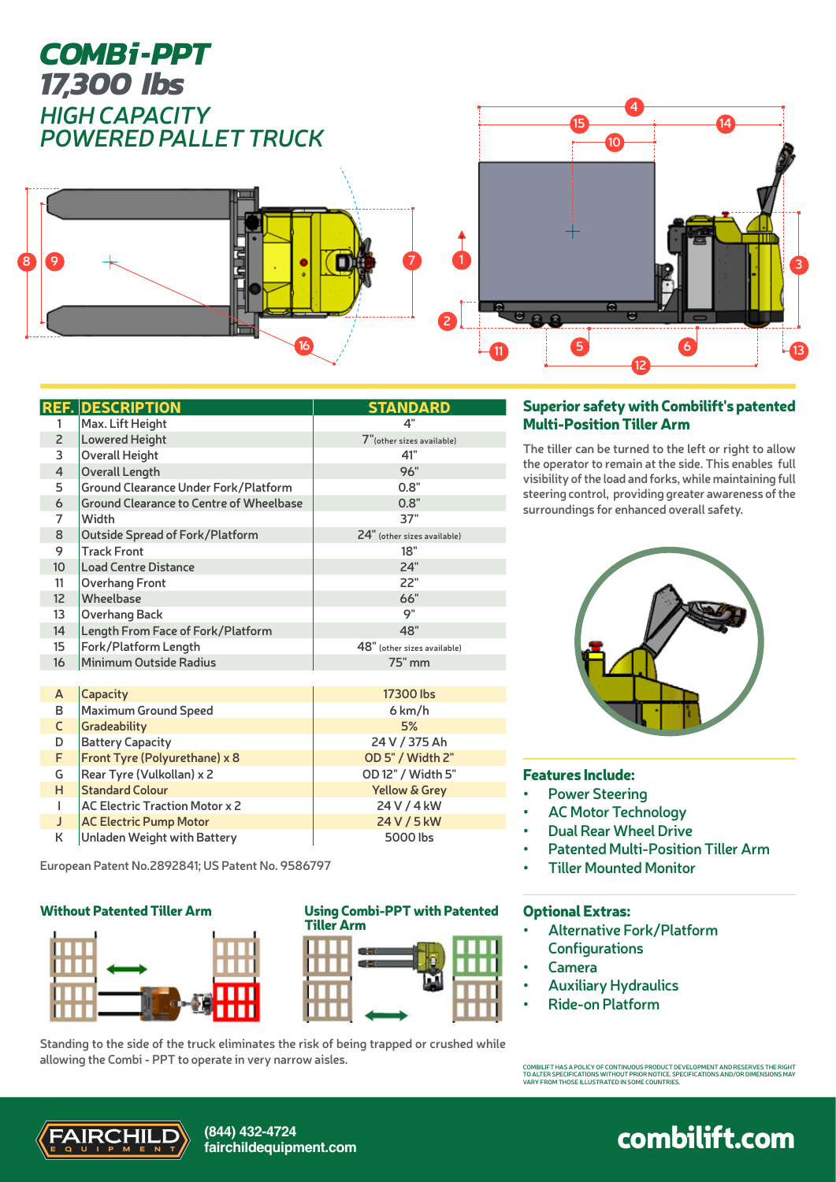# COMBi-PPT
## 17,300 lbs
## HIGH CAPACITY POWERED PALLET TRUCK

| REF. | DESCRIPTION | STANDARD |
|---|---|---|
| 1 | Max. Lift Height | 4" |
| 2 | Lowered Height | 7" (other sizes available) |
| 3 | Overall Height | 41" |
| 4 | Overall Length | 96" |
| 5 | Ground Clearance Under Fork/Platform | 0.8" |
| 6 | Ground Clearance to Centre of Wheelbase | 0.8" |
| 7 | Width | 37" |
| 8 | Outside Spread of Fork/Platform | 24" (other sizes available) |
| 9 | Track Front | 18" |
| 10 | Load Centre Distance | 24" |
| 11 | Overhang Front | 22" |
| 12 | Wheelbase | 66" |
| 13 | Overhang Back | 9" |
| 14 | Length From Face of Fork/Platform | 48" |
| 15 | Fork/Platform Length | 48" (other sizes available) |
| 16 | Minimum Outside Radius | 75" mm |
| A | Capacity | 17300 lbs |
| B | Maximum Ground Speed | 6 km/h |
| C | Gradeability | 5% |
| D | Battery Capacity | 24 V / 375 Ah |
| F | Front Tyre (Polyurethane) x 8 | OD 5" / Width 2" |
| G | Rear Tyre (Vulkollan) x 2 | OD 12" / Width 5" |
| H | Standard Colour | Yellow & Grey |
| I | AC Electric Traction Motor x 2 | 24 V / 4 kW |
| J | AC Electric Pump Motor | 24 V / 5 kW |
| K | Unladen Weight with Battery | 5000 lbs |

European Patent No.2892841; US Patent No. 9586797

### Without Patented Tiller Arm

### Using Combi-PPT with Patented Tiller Arm

Standing to the side of the truck eliminates the risk of being trapped or crushed while allowing the Combi - PPT to operate in very narrow aisles.

### Superior safety with Combilift's patented Multi-Position Tiller Arm

The tiller can be turned to the left or right to allow the operator to remain at the side. This enables full visibility of the load and forks, while maintaining full steering control, providing greater awareness of the surroundings for enhanced overall safety.

### Features Include:

- Power Steering
- AC Motor Technology
- Dual Rear Wheel Drive
- Patented Multi-Position Tiller Arm
- Tiller Mounted Monitor

### Optional Extras:

- Alternative Fork/Platform Configurations
- Camera
- Auxiliary Hydraulics
- Ride-on Platform

COMBILIFT HAS A POLICY OF CONTINUOUS PRODUCT DEVELOPMENT AND RESERVES THE RIGHT TO ALTER SPECIFICATIONS WITHOUT PRIOR NOTICE. SPECIFICATIONS AND/OR DIMENSIONS MAY VARY FROM THOSE ILLUSTRATED IN SOME COUNTRIES.

FAIRCHILD EQUIPMENT

(844) 432-4724
fairchildequipment.com

combilift.com